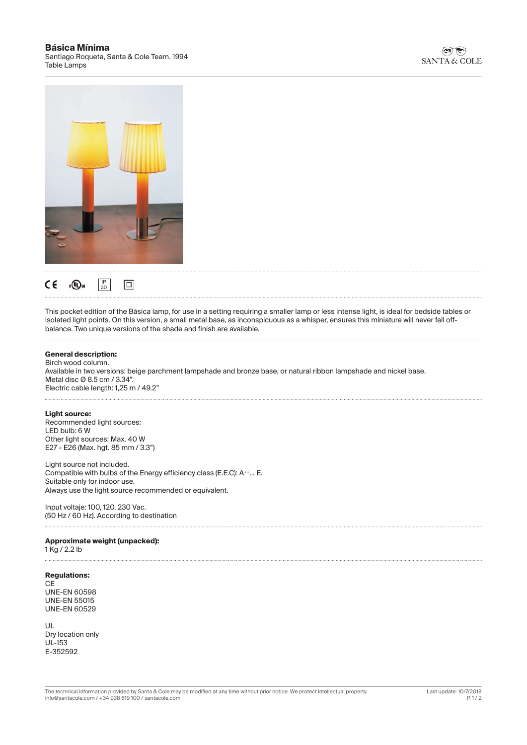# Básica Mínima

Santiago Roqueta, Santa & Cole Team. 1994
Table Lamps

SANTA & COLE

CE  IP 20

This pocket edition of the Básica lamp, for use in a setting requiring a smaller lamp or less intense light, is ideal for bedside tables or isolated light points. On this version, a small metal base, as inconspicuous as a whisper, ensures this miniature will never fall off-balance. Two unique versions of the shade and finish are available.

**General description:**
Birch wood column.
Available in two versions: beige parchment lampshade and bronze base, or natural ribbon lampshade and nickel base.
Metal disc Ø 8.5 cm / 3.34".
Electric cable length: 1,25 m / 49.2"

**Light source:**
Recommended light sources:
LED bulb: 6 W
Other light sources: Max. 40 W
E27 - E26 (Max. hgt. 85 mm / 3.3")

Light source not included.
Compatible with bulbs of the Energy efficiency class (E.E.C): $A^{++}$... E.
Suitable only for indoor use.
Always use the light source recommended or equivalent.

Input voltaje: 100, 120, 230 Vac.
(50 Hz / 60 Hz). According to destination

**Approximate weight (unpacked):**
1 Kg / 2.2 lb

**Regulations:**
CE
UNE-EN 60598
UNE-EN 55015
UNE-EN 60529

UL
Dry location only
UL-153
E-352592

The technical information provided by Santa & Cole may be modified at any time without prior notice. We protect intellectual property.
info@santacole.com / +34 938 619 100 / santacole.com

Last update: 10/7/2018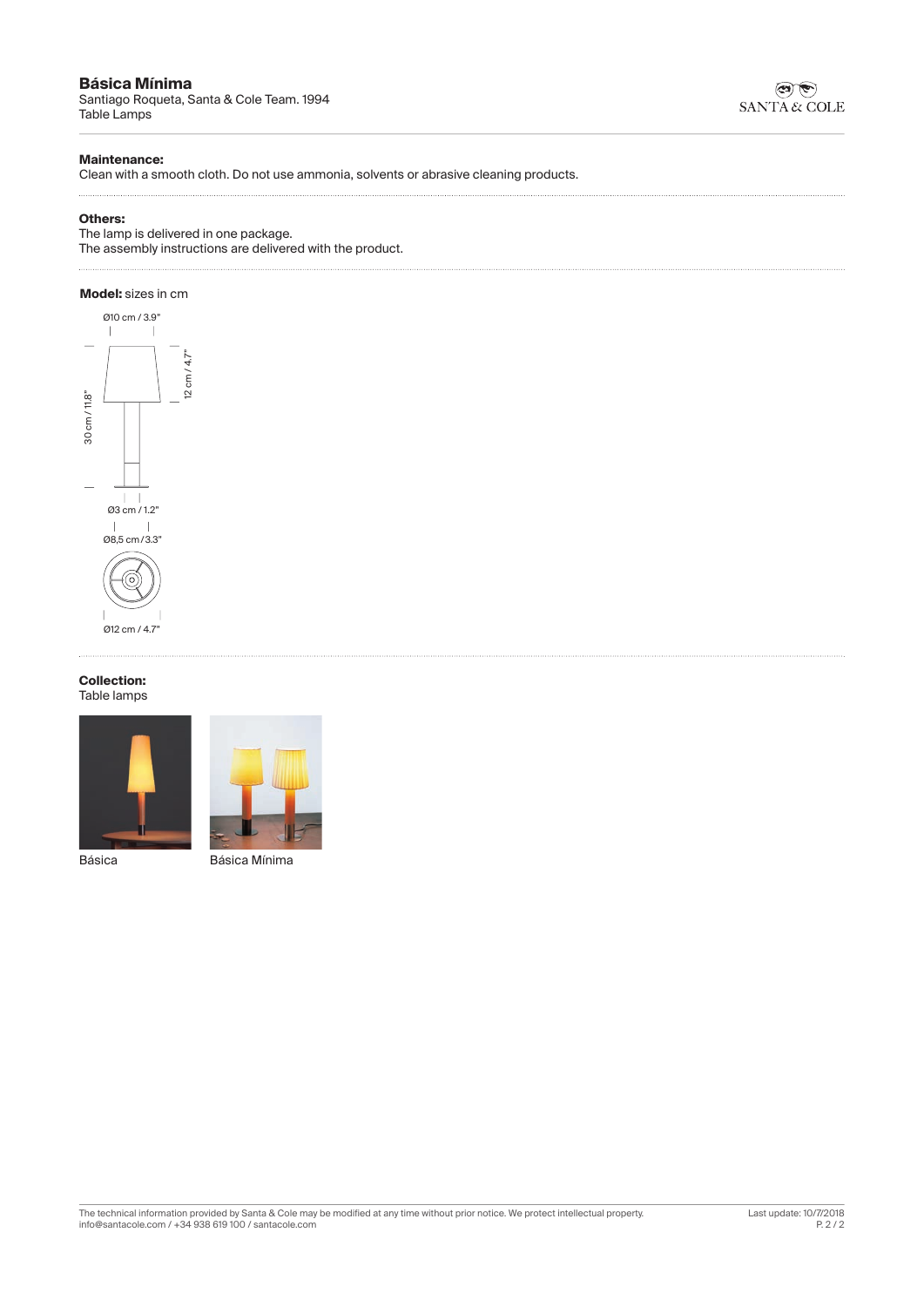# Básica Mínima

Santiago Roqueta, Santa & Cole Team. 1994
Table Lamps

SANTA & COLE

**Maintenance:**
Clean with a smooth cloth. Do not use ammonia, solvents or abrasive cleaning products.

**Others:**
The lamp is delivered in one package.
The assembly instructions are delivered with the product.

**Model:** sizes in cm

Ø10 cm / 3.9"
12 cm / 4.7"
30 cm / 11.8"
Ø3 cm / 1.2"
Ø8,5 cm / 3.3"
Ø12 cm / 4.7"

**Collection:**
Table lamps

Básica

Básica Mínima

The technical information provided by Santa & Cole may be modified at any time without prior notice. We protect intellectual property.
info@santacole.com / +34 938 619 100 / santacole.com

Last update: 10/7/2018